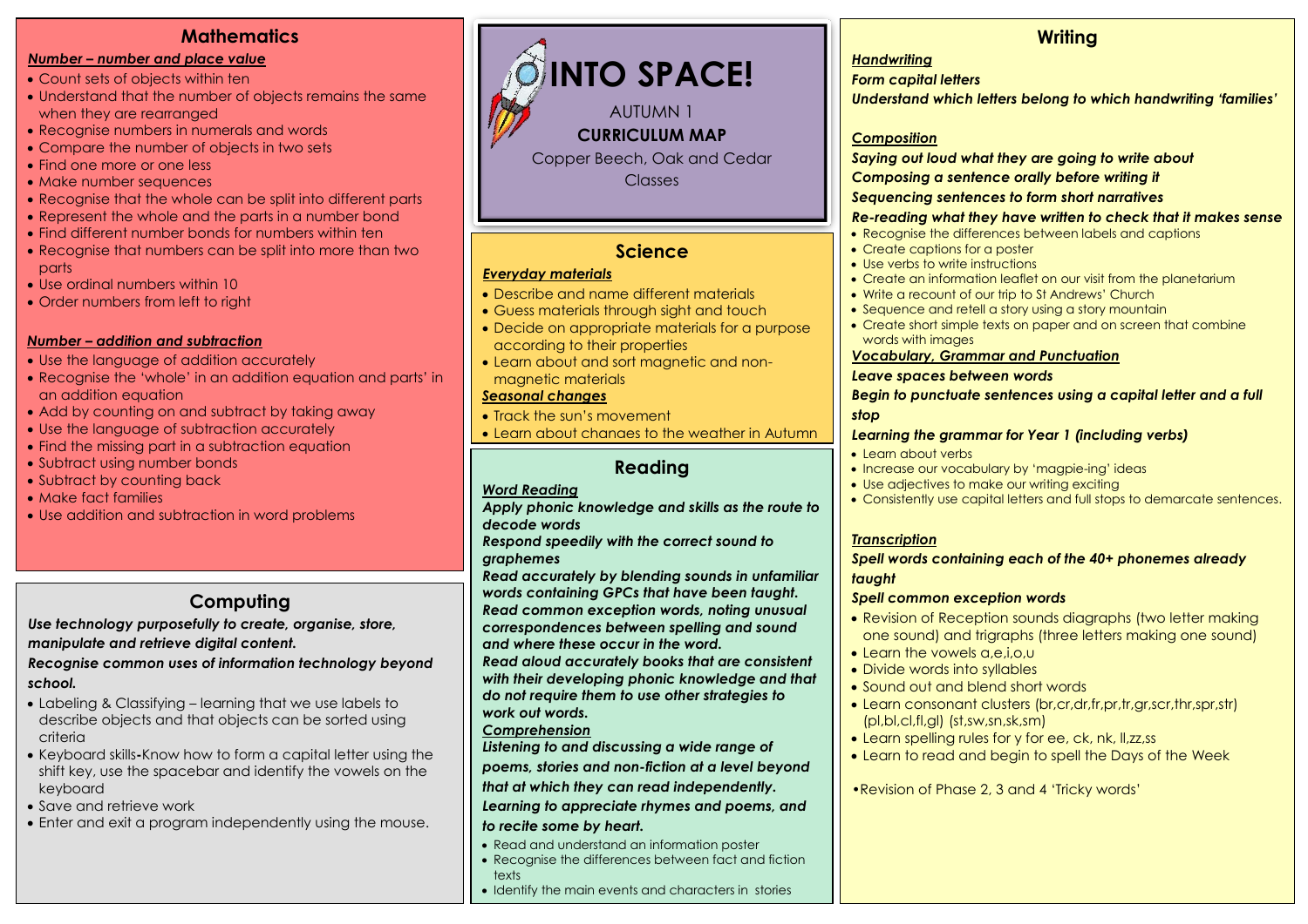# INTO SPACE!

AUTUMN 1

**CURRICULUM MAP**

Copper Beech, Oak and Cedar Classes

## Mathematics

***Number – number and place value***

- Count sets of objects within ten
- Understand that the number of objects remains the same when they are rearranged
- Recognise numbers in numerals and words
- Compare the number of objects in two sets
- Find one more or one less
- Make number sequences
- Recognise that the whole can be split into different parts
- Represent the whole and the parts in a number bond
- Find different number bonds for numbers within ten
- Recognise that numbers can be split into more than two parts
- Use ordinal numbers within 10
- Order numbers from left to right

***Number – addition and subtraction***

- Use the language of addition accurately
- Recognise the 'whole' in an addition equation and parts' in an addition equation
- Add by counting on and subtract by taking away
- Use the language of subtraction accurately
- Find the missing part in a subtraction equation
- Subtract using number bonds
- Subtract by counting back
- Make fact families
- Use addition and subtraction in word problems

## Computing

***Use technology purposefully to create, organise, store, manipulate and retrieve digital content.***

***Recognise common uses of information technology beyond school.***

- Labeling & Classifying – learning that we use labels to describe objects and that objects can be sorted using criteria
- Keyboard skills-Know how to form a capital letter using the shift key, use the spacebar and identify the vowels on the keyboard
- Save and retrieve work
- Enter and exit a program independently using the mouse.

## Science

***Everyday materials***

- Describe and name different materials
- Guess materials through sight and touch
- Decide on appropriate materials for a purpose according to their properties
- Learn about and sort magnetic and non-magnetic materials

***Seasonal changes***

- Track the sun's movement
- Learn about chanaes to the weather in Autumn

## Reading

***Word Reading***

***Apply phonic knowledge and skills as the route to decode words***

***Respond speedily with the correct sound to graphemes***

***Read accurately by blending sounds in unfamiliar words containing GPCs that have been taught.***

***Read common exception words, noting unusual correspondences between spelling and sound and where these occur in the word.***

***Read aloud accurately books that are consistent with their developing phonic knowledge and that do not require them to use other strategies to work out words.***

***Comprehension***

***Listening to and discussing a wide range of poems, stories and non-fiction at a level beyond that at which they can read independently.***

***Learning to appreciate rhymes and poems, and to recite some by heart.***

- Read and understand an information poster
- Recognise the differences between fact and fiction texts
- Identify the main events and characters in stories

## Writing

***Handwriting***

***Form capital letters***

***Understand which letters belong to which handwriting 'families'***

***Composition***

***Saying out loud what they are going to write about***

***Composing a sentence orally before writing it***

***Sequencing sentences to form short narratives***

***Re-reading what they have written to check that it makes sense***

- Recognise the differences between labels and captions
- Create captions for a poster
- Use verbs to write instructions
- Create an information leaflet on our visit from the planetarium
- Write a recount of our trip to St Andrews' Church
- Sequence and retell a story using a story mountain
- Create short simple texts on paper and on screen that combine words with images

***Vocabulary, Grammar and Punctuation***

***Leave spaces between words***

***Begin to punctuate sentences using a capital letter and a full stop***

***Learning the grammar for Year 1 (including verbs)***

- Learn about verbs
- Increase our vocabulary by 'magpie-ing' ideas
- Use adjectives to make our writing exciting
- Consistently use capital letters and full stops to demarcate sentences.

***Transcription***

***Spell words containing each of the 40+ phonemes already taught***

***Spell common exception words***

- Revision of Reception sounds diagraphs (two letter making one sound) and trigraphs (three letters making one sound)
- Learn the vowels a,e,i,o,u
- Divide words into syllables
- Sound out and blend short words
- Learn consonant clusters (br,cr,dr,fr,pr,tr,gr,scr,thr,spr,str) (pl,bl,cl,fl,gl) (st,sw,sn,sk,sm)
- Learn spelling rules for y for ee, ck, nk, ll,zz,ss
- Learn to read and begin to spell the Days of the Week

•Revision of Phase 2, 3 and 4 'Tricky words'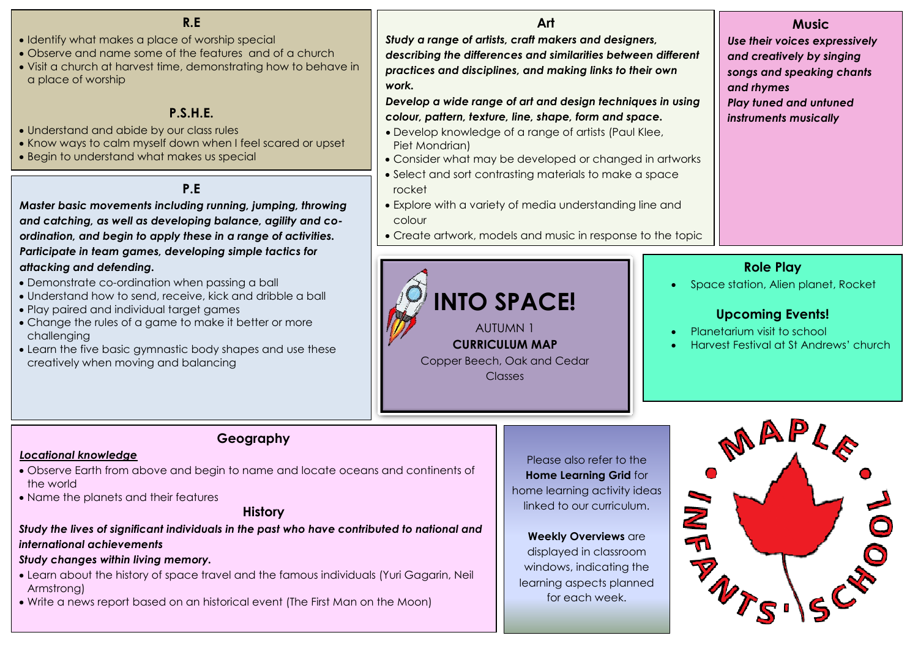# INTO SPACE!

AUTUMN 1

**CURRICULUM MAP**

Copper Beech, Oak and Cedar Classes

## R.E

- Identify what makes a place of worship special
- Observe and name some of the features and of a church
- Visit a church at harvest time, demonstrating how to behave in a place of worship

## P.S.H.E.

- Understand and abide by our class rules
- Know ways to calm myself down when I feel scared or upset
- Begin to understand what makes us special

## P.E

***Master basic movements including running, jumping, throwing and catching, as well as developing balance, agility and co-ordination, and begin to apply these in a range of activities.***

***Participate in team games, developing simple tactics for attacking and defending.***

- Demonstrate co-ordination when passing a ball
- Understand how to send, receive, kick and dribble a ball
- Play paired and individual target games
- Change the rules of a game to make it better or more challenging
- Learn the five basic gymnastic body shapes and use these creatively when moving and balancing

## Art

***Study a range of artists, craft makers and designers, describing the differences and similarities between different practices and disciplines, and making links to their own work.***

***Develop a wide range of art and design techniques in using colour, pattern, texture, line, shape, form and space.***

- Develop knowledge of a range of artists (Paul Klee, Piet Mondrian)
- Consider what may be developed or changed in artworks
- Select and sort contrasting materials to make a space rocket
- Explore with a variety of media understanding line and colour
- Create artwork, models and music in response to the topic

## Music

***Use their voices expressively and creatively by singing songs and speaking chants and rhymes***

***Play tuned and untuned instruments musically***

## Role Play

- Space station, Alien planet, Rocket

## Upcoming Events!

- Planetarium visit to school
- Harvest Festival at St Andrews' church

## Geography

***Locational knowledge***

- Observe Earth from above and begin to name and locate oceans and continents of the world
- Name the planets and their features

## History

***Study the lives of significant individuals in the past who have contributed to national and international achievements***

***Study changes within living memory.***

- Learn about the history of space travel and the famous individuals (Yuri Gagarin, Neil Armstrong)
- Write a news report based on an historical event (The First Man on the Moon)

Please also refer to the **Home Learning Grid** for home learning activity ideas linked to our curriculum.

**Weekly Overviews** are displayed in classroom windows, indicating the learning aspects planned for each week.

MAPLE INFANTS' SCHOOL